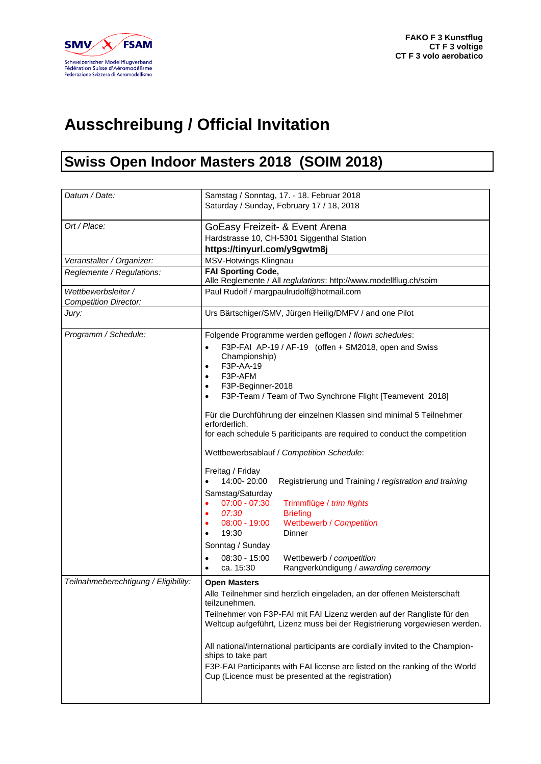SMV FSAM
Schweizerischer Modellflugverband
Fédération Suisse d'Aéromodélisme
Federazione Svizzera di Aeromodellismo

**FAKO F 3 Kunstflug**
**CT F 3 voltige**
**CT F 3 volo aerobatico**

# Ausschreibung / Official Invitation

## Swiss Open Indoor Masters 2018 (SOIM 2018)

| | |
|---|---|
| *Datum / Date:* | Samstag / Sonntag, 17. - 18. Februar 2018<br>Saturday / Sunday, February 17 / 18, 2018 |
| *Ort / Place:* | GoEasy Freizeit- & Event Arena<br>Hardstrasse 10, CH-5301 Siggenthal Station<br>**https://tinyurl.com/y9gwtm8j** |
| *Veranstalter / Organizer:* | MSV-Hotwings Klingnau |
| *Reglemente / Regulations:* | **FAI Sporting Code,**<br>Alle Reglemente / All *reglulations*: http://www.modellflug.ch/soim |
| *Wettbewerbsleiter / Competition Director:* | Paul Rudolf / margpaulrudolf@hotmail.com |
| *Jury:* | Urs Bärtschiger/SMV, Jürgen Heilig/DMFV / and one Pilot |
| *Programm / Schedule:* | Folgende Programme werden geflogen / *flown schedules*:<br>• F3P-FAI AP-19 / AF-19 (offen + SM2018, open and Swiss Championship)<br>• F3P-AA-19<br>• F3P-AFM<br>• F3P-Beginner-2018<br>• F3P-Team / Team of Two Synchrone Flight [Teamevent 2018]<br><br>Für die Durchführung der einzelnen Klassen sind minimal 5 Teilnehmer erforderlich.<br>for each schedule 5 pariticipants are required to conduct the competition<br><br>Wettbewerbsablauf / *Competition Schedule*:<br><br>Freitag / Friday<br>• 14:00- 20:00 Registrierung und Training / *registration and training*<br>Samstag/Saturday<br>• 07:00 - 07:30 Trimmflüge / *trim flights*<br>• *07:30* Briefing<br>• 08:00 - 19:00 Wettbewerb / *Competition*<br>• 19:30 Dinner<br>Sonntag / Sunday<br>• 08:30 - 15:00 Wettbewerb / *competition*<br>• ca. 15:30 Rangverkündigung / *awarding ceremony* |
| *Teilnahmeberechtigung / Eligibility:* | **Open Masters**<br>Alle Teilnehmer sind herzlich eingeladen, an der offenen Meisterschaft teilzunehmen.<br>Teilnehmer von F3P-FAI mit FAI Lizenz werden auf der Rangliste für den Weltcup aufgeführt, Lizenz muss bei der Registrierung vorgewiesen werden.<br><br>All national/international participants are cordially invited to the Champion-ships to take part<br>F3P-FAI Participants with FAI license are listed on the ranking of the World Cup (Licence must be presented at the registration) |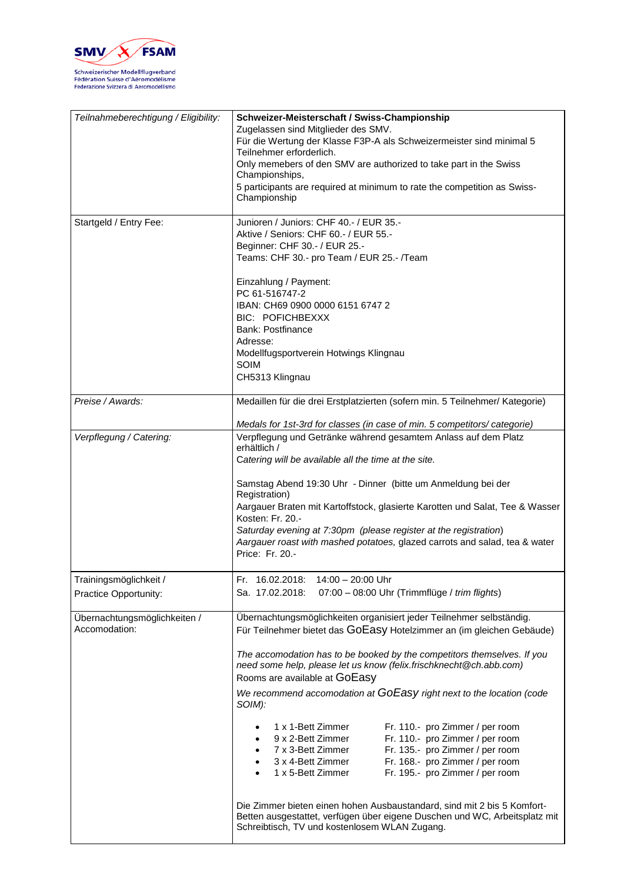SMV FSAM
Schweizerischer Modellflugverband
Fédération Suisse d'Aéromodélisme
Federazione Svizzera di Aeromodellismo

| *Teilnahmeberechtigung / Eligibility:* | **Schweizer-Meisterschaft / Swiss-Championship**<br>Zugelassen sind Mitglieder des SMV.<br>Für die Wertung der Klasse F3P-A als Schweizermeister sind minimal 5 Teilnehmer erforderlich.<br>Only memebers of den SMV are authorized to take part in the Swiss Championships,<br>5 participants are required at minimum to rate the competition as Swiss-Championship |
|---|---|
| Startgeld / Entry Fee: | Junioren / Juniors: CHF 40.- / EUR 35.-<br>Aktive / Seniors: CHF 60.- / EUR 55.-<br>Beginner: CHF 30.- / EUR 25.-<br>Teams: CHF 30.- pro Team / EUR 25.- /Team<br><br>Einzahlung / Payment:<br>PC 61-516747-2<br>IBAN: CH69 0900 0000 6151 6747 2<br>BIC: POFICHBEXXX<br>Bank: Postfinance<br>Adresse:<br>Modellfugsportverein Hotwings Klingnau<br>SOIM<br>CH5313 Klingnau |
| *Preise / Awards:* | Medaillen für die drei Erstplatzierten (sofern min. 5 Teilnehmer/ Kategorie)<br><br>*Medals for 1st-3rd for classes (in case of min. 5 competitors/ categorie)* |
| *Verpflegung / Catering:* | Verpflegung und Getränke während gesamtem Anlass auf dem Platz erhältlich /<br>*Catering will be available all the time at the site.*<br><br>Samstag Abend 19:30 Uhr - Dinner (bitte um Anmeldung bei der Registration)<br>Aargauer Braten mit Kartoffstock, glasierte Karotten und Salat, Tee & Wasser<br>Kosten: Fr. 20.-<br>*Saturday evening at 7:30pm (please register at the registration)*<br>*Aargauer roast with mashed potatoes,* glazed carrots and salad, tea & water<br>Price: Fr. 20.- |
| Trainingsmöglichkeit /<br>Practice Opportunity: | Fr. 16.02.2018: 14:00 – 20:00 Uhr<br>Sa. 17.02.2018: 07:00 – 08:00 Uhr (Trimmflüge / *trim flights*) |
| Übernachtungsmöglichkeiten /<br>Accomodation: | Übernachtungsmöglichkeiten organisiert jeder Teilnehmer selbständig.<br>Für Teilnehmer bietet das GoEasy Hotelzimmer an (im gleichen Gebäude)<br><br>*The accomodation has to be booked by the competitors themselves. If you need some help, please let us know (felix.frischknecht@ch.abb.com)*<br>Rooms are available at GoEasy<br>*We recommend accomodation at GoEasy right next to the location (code SOIM):*<br><br>• 1 x 1-Bett Zimmer — Fr. 110.- pro Zimmer / per room<br>• 9 x 2-Bett Zimmer — Fr. 110.- pro Zimmer / per room<br>• 7 x 3-Bett Zimmer — Fr. 135.- pro Zimmer / per room<br>• 3 x 4-Bett Zimmer — Fr. 168.- pro Zimmer / per room<br>• 1 x 5-Bett Zimmer — Fr. 195.- pro Zimmer / per room<br><br>Die Zimmer bieten einen hohen Ausbaustandard, sind mit 2 bis 5 Komfort-Betten ausgestattet, verfügen über eigene Duschen und WC, Arbeitsplatz mit Schreibtisch, TV und kostenlosem WLAN Zugang. |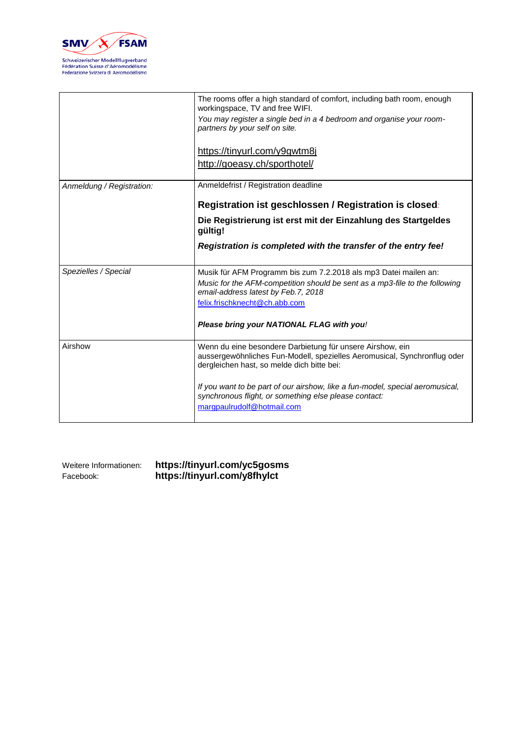| | |
|---|---|
| | The rooms offer a high standard of comfort, including bath room, enough workingspace, TV and free WIFI.<br>*You may register a single bed in a 4 bedroom and organise your room-partners by your self on site.*<br><br>https://tinyurl.com/y9gwtm8j<br>http://goeasy.ch/sporthotel/ |
| *Anmeldung / Registration:* | Anmeldefrist / Registration deadline<br><br>**Registration ist geschlossen / Registration is closed:**<br><br>**Die Registrierung ist erst mit der Einzahlung des Startgeldes gültig!**<br><br>***Registration is completed with the transfer of the entry fee!*** |
| *Spezielles / Special* | Musik für AFM Programm bis zum 7.2.2018 als mp3 Datei mailen an:<br>*Music for the AFM-competition should be sent as a mp3-file to the following email-address latest by Feb.7, 2018*<br>felix.frischknecht@ch.abb.com<br><br>***Please bring your NATIONAL FLAG with you!*** |
| Airshow | Wenn du eine besondere Darbietung für unsere Airshow, ein aussergewöhnliches Fun-Modell, spezielles Aeromusical, Synchronflug oder dergleichen hast, so melde dich bitte bei:<br><br>*If you want to be part of our airshow, like a fun-model, special aeromusical, synchronous flight, or something else please contact:*<br>margpaulrudolf@hotmail.com |

Weitere Informationen: **https://tinyurl.com/yc5gosms**
Facebook: **https://tinyurl.com/y8fhylct**